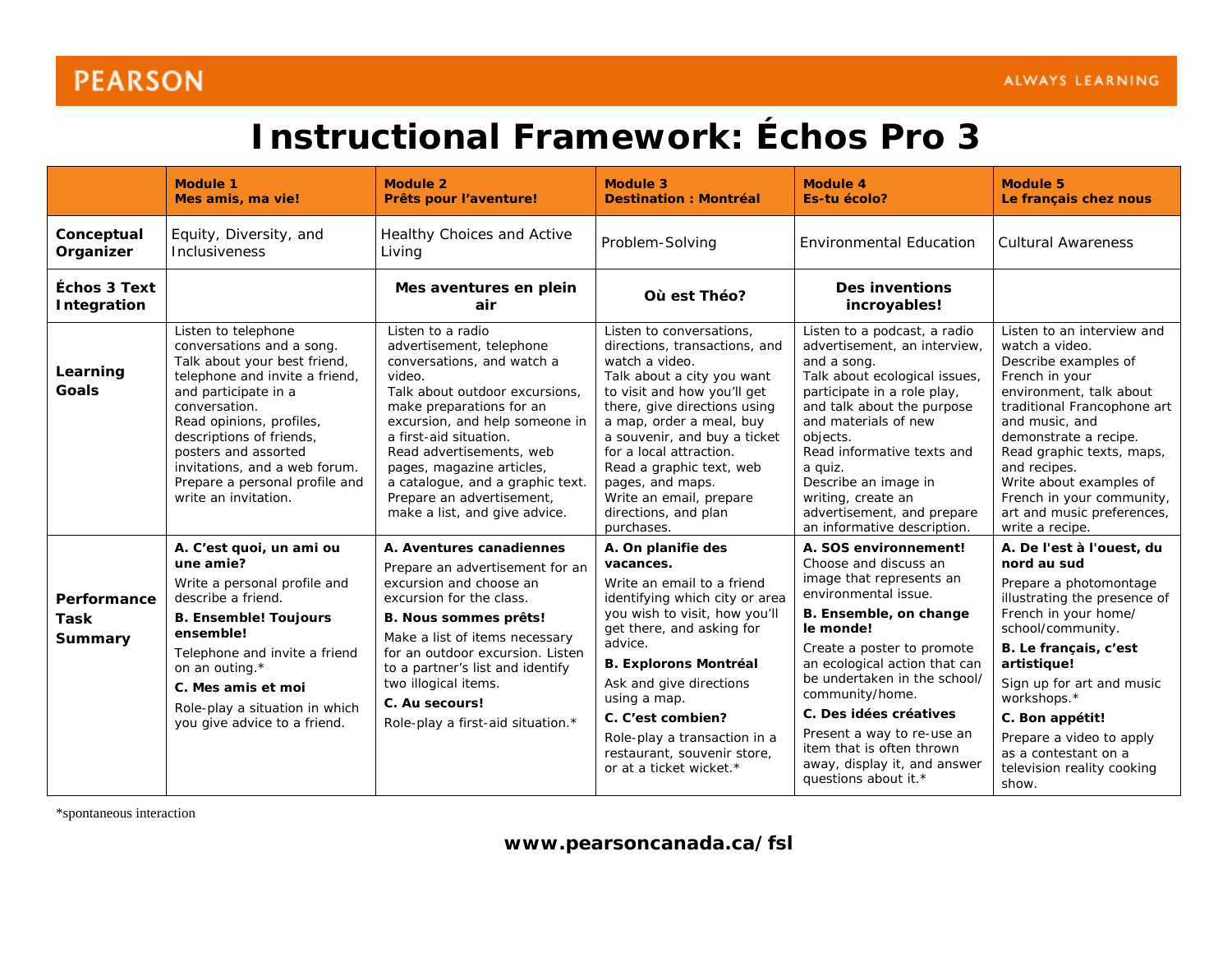PEARSON — ALWAYS LEARNING

# Instructional Framework: Échos Pro 3

| | Module 1 **Mes amis, ma vie!** | Module 2 **Prêts pour l'aventure!** | Module 3 **Destination : Montréal** | Module 4 **Es-tu écolo?** | Module 5 **Le français chez nous** |
|---|---|---|---|---|---|
| **Conceptual Organizer** | Equity, Diversity, and Inclusiveness | Healthy Choices and Active Living | Problem-Solving | Environmental Education | Cultural Awareness |
| **Échos 3 Text Integration** | | **Mes aventures en plein air** | **Où est Théo?** | **Des inventions incroyables!** | |
| **Learning Goals** | Listen to telephone conversations and a song. Talk about your best friend, telephone and invite a friend, and participate in a conversation. Read opinions, profiles, descriptions of friends, posters and assorted invitations, and a web forum. Prepare a personal profile and write an invitation. | Listen to a radio advertisement, telephone conversations, and watch a video. Talk about outdoor excursions, make preparations for an excursion, and help someone in a first-aid situation. Read advertisements, web pages, magazine articles, a catalogue, and a graphic text. Prepare an advertisement, make a list, and give advice. | Listen to conversations, directions, transactions, and watch a video. Talk about a city you want to visit and how you'll get there, give directions using a map, order a meal, buy a souvenir, and buy a ticket for a local attraction. Read a graphic text, web pages, and maps. Write an email, prepare directions, and plan purchases. | Listen to a podcast, a radio advertisement, an interview, and a song. Talk about ecological issues, participate in a role play, and talk about the purpose and materials of new objects. Read informative texts and a quiz. Describe an image in writing, create an advertisement, and prepare an informative description. | Listen to an interview and watch a video. Describe examples of French in your environment, talk about traditional Francophone art and music, and demonstrate a recipe. Read graphic texts, maps, and recipes. Write about examples of French in your community, art and music preferences, write a recipe. |
| **Performance Task Summary** | **A. C'est quoi, un ami ou une amie?** Write a personal profile and describe a friend. **B. Ensemble! Toujours ensemble!** Telephone and invite a friend on an outing.* **C. Mes amis et moi** Role-play a situation in which you give advice to a friend. | **A. Aventures canadiennes** Prepare an advertisement for an excursion and choose an excursion for the class. **B. Nous sommes prêts!** Make a list of items necessary for an outdoor excursion. Listen to a partner's list and identify two illogical items. **C. Au secours!** Role-play a first-aid situation.* | **A. On planifie des vacances.** Write an email to a friend identifying which city or area you wish to visit, how you'll get there, and asking for advice. **B. Explorons Montréal** Ask and give directions using a map. **C. C'est combien?** Role-play a transaction in a restaurant, souvenir store, or at a ticket wicket.* | **A. SOS environnement!** Choose and discuss an image that represents an environmental issue. **B. Ensemble, on change le monde!** Create a poster to promote an ecological action that can be undertaken in the school/community/home. **C. Des idées créatives** Present a way to re-use an item that is often thrown away, display it, and answer questions about it.* | **A. De l'est à l'ouest, du nord au sud** Prepare a photomontage illustrating the presence of French in your home/school/community. **B. Le français, c'est artistique!** Sign up for art and music workshops.* **C. Bon appétit!** Prepare a video to apply as a contestant on a television reality cooking show. |

*spontaneous interaction

**www.pearsoncanada.ca/fsl**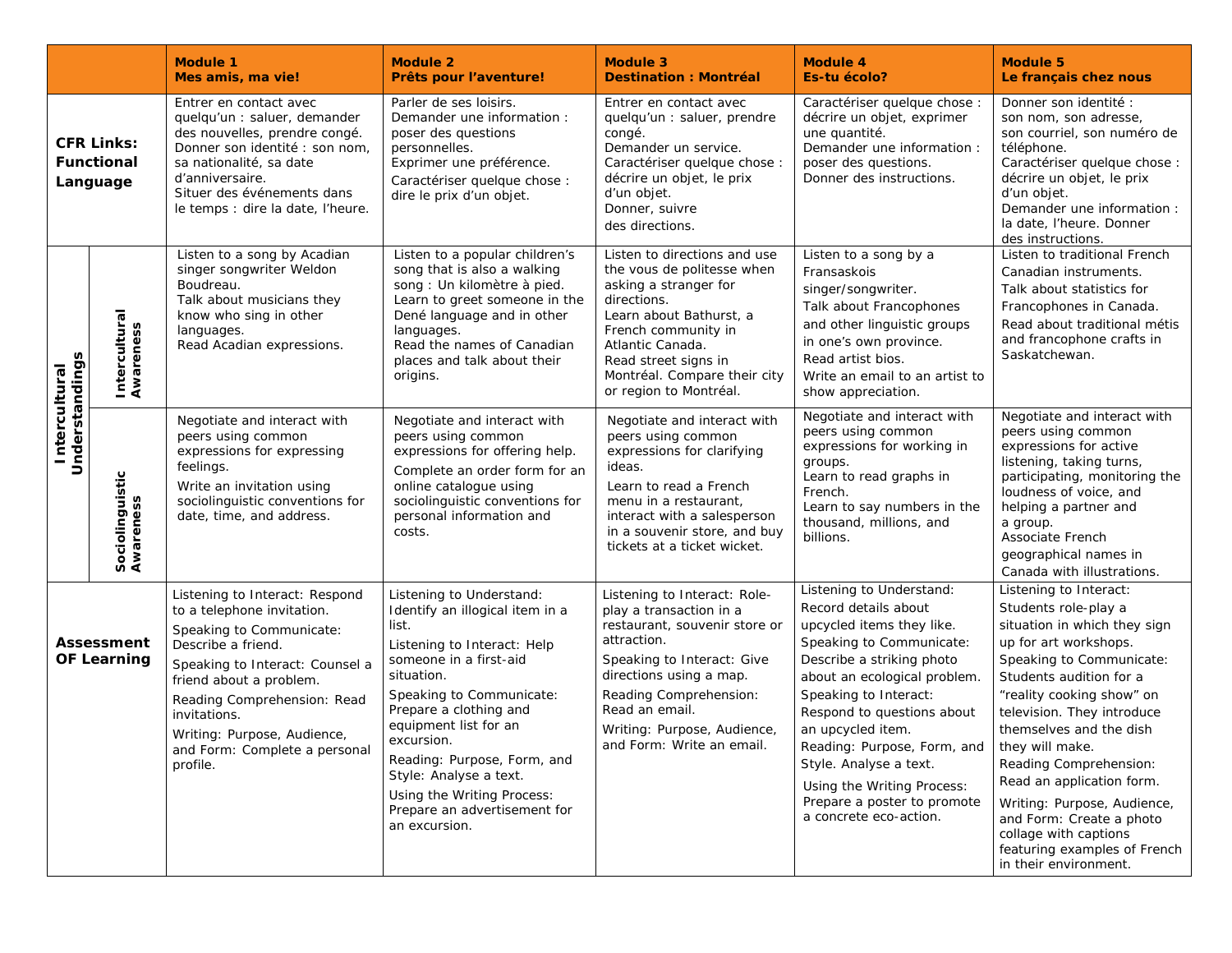| | | Module 1<br>Mes amis, ma vie! | Module 2<br>Prêts pour l'aventure! | Module 3<br>Destination : Montréal | Module 4<br>Es-tu écolo? | Module 5<br>Le français chez nous |
|---|---|---|---|---|---|---|
| CFR Links: Functional Language | | Entrer en contact avec quelqu'un : saluer, demander des nouvelles, prendre congé.<br>Donner son identité : son nom, sa nationalité, sa date d'anniversaire.<br>Situer des événements dans le temps : dire la date, l'heure. | Parler de ses loisirs.<br>Demander une information : poser des questions personnelles.<br>Exprimer une préférence.<br>Caractériser quelque chose : dire le prix d'un objet. | Entrer en contact avec quelqu'un : saluer, prendre congé.<br>Demander un service.<br>Caractériser quelque chose : décrire un objet, le prix d'un objet.<br>Donner, suivre des directions. | Caractériser quelque chose : décrire un objet, exprimer une quantité.<br>Demander une information : poser des questions.<br>Donner des instructions. | Donner son identité : son nom, son adresse, son courriel, son numéro de téléphone.<br>Caractériser quelque chose : décrire un objet, le prix d'un objet.<br>Demander une information : la date, l'heure. Donner des instructions. |
| Intercultural Understandings | Intercultural Awareness | Listen to a song by Acadian singer songwriter Weldon Boudreau.<br>Talk about musicians they know who sing in other languages.<br>Read Acadian expressions. | Listen to a popular children's song that is also a walking song : Un kilomètre à pied.<br>Learn to greet someone in the Dené language and in other languages.<br>Read the names of Canadian places and talk about their origins. | Listen to directions and use the vous de politesse when asking a stranger for directions.<br>Learn about Bathurst, a French community in Atlantic Canada.<br>Read street signs in Montréal. Compare their city or region to Montréal. | Listen to a song by a Fransaskois singer/songwriter.<br>Talk about Francophones and other linguistic groups in one's own province.<br>Read artist bios.<br>Write an email to an artist to show appreciation. | Listen to traditional French Canadian instruments.<br>Talk about statistics for Francophones in Canada.<br>Read about traditional métis and francophone crafts in Saskatchewan. |
| | Sociolinguistic Awareness | Negotiate and interact with peers using common expressions for expressing feelings.<br>Write an invitation using sociolinguistic conventions for date, time, and address. | Negotiate and interact with peers using common expressions for offering help.<br>Complete an order form for an online catalogue using sociolinguistic conventions for personal information and costs. | Negotiate and interact with peers using common expressions for clarifying ideas.<br>Learn to read a French menu in a restaurant, interact with a salesperson in a souvenir store, and buy tickets at a ticket wicket. | Negotiate and interact with peers using common expressions for working in groups.<br>Learn to read graphs in French.<br>Learn to say numbers in the thousand, millions, and billions. | Negotiate and interact with peers using common expressions for active listening, taking turns, participating, monitoring the loudness of voice, and helping a partner and a group.<br>Associate French geographical names in Canada with illustrations. |
| Assessment OF Learning | | Listening to Interact: Respond to a telephone invitation.<br>Speaking to Communicate: Describe a friend.<br>Speaking to Interact: Counsel a friend about a problem.<br>Reading Comprehension: Read invitations.<br>Writing: Purpose, Audience, and Form: Complete a personal profile. | Listening to Understand: Identify an illogical item in a list.<br>Listening to Interact: Help someone in a first-aid situation.<br>Speaking to Communicate: Prepare a clothing and equipment list for an excursion.<br>Reading: Purpose, Form, and Style: Analyse a text.<br>Using the Writing Process: Prepare an advertisement for an excursion. | Listening to Interact: Role-play a transaction in a restaurant, souvenir store or attraction.<br>Speaking to Interact: Give directions using a map.<br>Reading Comprehension: Read an email.<br>Writing: Purpose, Audience, and Form: Write an email. | Listening to Understand: Record details about upcycled items they like.<br>Speaking to Communicate: Describe a striking photo about an ecological problem.<br>Speaking to Interact: Respond to questions about an upcycled item.<br>Reading: Purpose, Form, and Style. Analyse a text.<br>Using the Writing Process: Prepare a poster to promote a concrete eco-action. | Listening to Interact: Students role-play a situation in which they sign up for art workshops.<br>Speaking to Communicate: Students audition for a "reality cooking show" on television. They introduce themselves and the dish they will make.<br>Reading Comprehension: Read an application form.<br>Writing: Purpose, Audience, and Form: Create a photo collage with captions featuring examples of French in their environment. |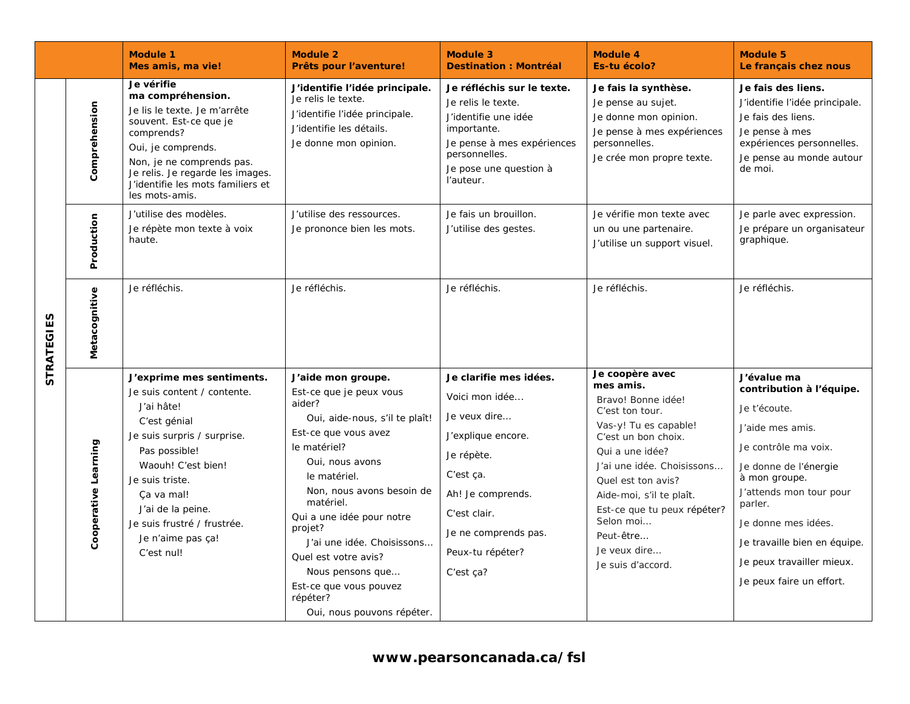| | | Module 1<br>**Mes amis, ma vie!** | Module 2<br>**Prêts pour l'aventure!** | Module 3<br>**Destination : Montréal** | Module 4<br>**Es-tu écolo?** | Module 5<br>**Le français chez nous** |
|---|---|---|---|---|---|---|
| **STRATEGIES** | **Comprehension** | **Je vérifie ma compréhension.**<br>Je lis le texte. Je m'arrête souvent. Est-ce que je comprends?<br>Oui, je comprends.<br>Non, je ne comprends pas. Je relis. Je regarde les images. J'identifie les mots familiers et les mots-amis. | **J'identifie l'idée principale.**<br>Je relis le texte.<br>J'identifie l'idée principale.<br>J'identifie les détails.<br>Je donne mon opinion. | **Je réfléchis sur le texte.**<br>Je relis le texte.<br>J'identifie une idée importante.<br>Je pense à mes expériences personnelles.<br>Je pose une question à l'auteur. | **Je fais la synthèse.**<br>Je pense au sujet.<br>Je donne mon opinion.<br>Je pense à mes expériences personnelles.<br>Je crée mon propre texte. | **Je fais des liens.**<br>J'identifie l'idée principale.<br>Je fais des liens.<br>Je pense à mes expériences personnelles.<br>Je pense au monde autour de moi. |
| | **Production** | J'utilise des modèles.<br>Je répète mon texte à voix haute. | J'utilise des ressources.<br>Je prononce bien les mots. | Je fais un brouillon.<br>J'utilise des gestes. | Je vérifie mon texte avec un ou une partenaire.<br>J'utilise un support visuel. | Je parle avec expression.<br>Je prépare un organisateur graphique. |
| | **Metacognitive** | Je réfléchis. | Je réfléchis. | Je réfléchis. | Je réfléchis. | Je réfléchis. |
| | **Cooperative Learning** | **J'exprime mes sentiments.**<br>Je suis content / contente.<br>J'ai hâte!<br>C'est génial<br>Je suis surpris / surprise.<br>Pas possible!<br>Waouh! C'est bien!<br>Je suis triste.<br>Ça va mal!<br>J'ai de la peine.<br>Je suis frustré / frustrée.<br>Je n'aime pas ça!<br>C'est nul! | **J'aide mon groupe.**<br>Est-ce que je peux vous aider?<br>Oui, aide-nous, s'il te plaît!<br>Est-ce que vous avez le matériel?<br>Oui, nous avons le matériel.<br>Non, nous avons besoin de matériel.<br>Qui a une idée pour notre projet?<br>J'ai une idée. Choisissons…<br>Quel est votre avis?<br>Nous pensons que…<br>Est-ce que vous pouvez répéter?<br>Oui, nous pouvons répéter. | **Je clarifie mes idées.**<br>Voici mon idée…<br>Je veux dire…<br>J'explique encore.<br>Je répète.<br>C'est ça.<br>Ah! Je comprends.<br>C'est clair.<br>Je ne comprends pas.<br>Peux-tu répéter?<br>C'est ça? | **Je coopère avec mes amis.**<br>Bravo! Bonne idée!<br>C'est ton tour.<br>Vas-y! Tu es capable!<br>C'est un bon choix.<br>Qui a une idée?<br>J'ai une idée. Choisissons…<br>Quel est ton avis?<br>Aide-moi, s'il te plaît.<br>Est-ce que tu peux répéter?<br>Selon moi…<br>Peut-être…<br>Je veux dire…<br>Je suis d'accord. | **J'évalue ma contribution à l'équipe.**<br>Je t'écoute.<br>J'aide mes amis.<br>Je contrôle ma voix.<br>Je donne de l'énergie à mon groupe.<br>J'attends mon tour pour parler.<br>Je donne mes idées.<br>Je travaille bien en équipe.<br>Je peux travailler mieux.<br>Je peux faire un effort. |

**www.pearsoncanada.ca/fsl**